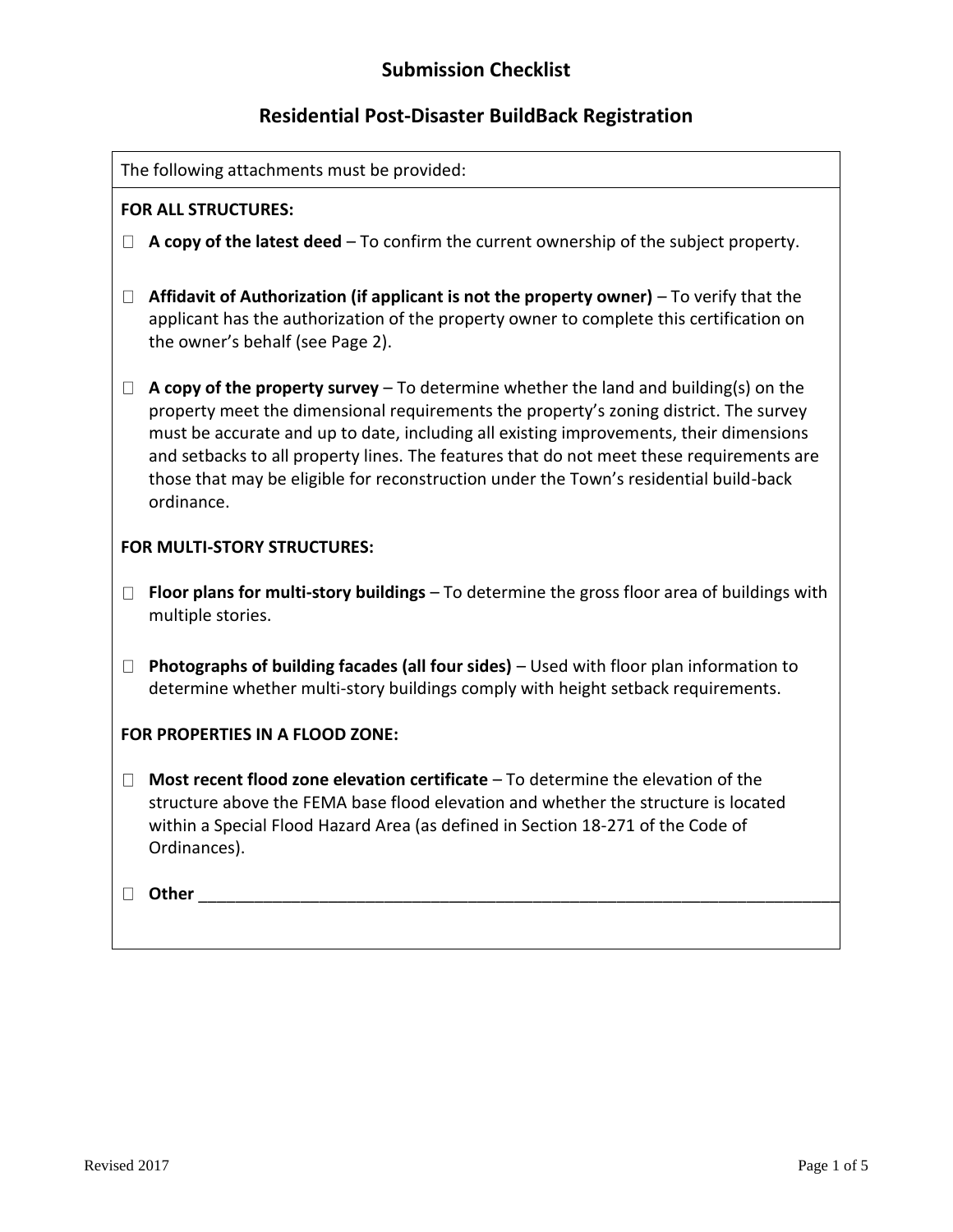# Submission Checklist

## Residential Post-Disaster BuildBack Registration

The following attachments must be provided:

**FOR ALL STRUCTURES:**

- ☐ **A copy of the latest deed** – To confirm the current ownership of the subject property.

- ☐ **Affidavit of Authorization (if applicant is not the property owner)** – To verify that the applicant has the authorization of the property owner to complete this certification on the owner's behalf (see Page 2).

- ☐ **A copy of the property survey** – To determine whether the land and building(s) on the property meet the dimensional requirements the property's zoning district. The survey must be accurate and up to date, including all existing improvements, their dimensions and setbacks to all property lines. The features that do not meet these requirements are those that may be eligible for reconstruction under the Town's residential build-back ordinance.

**FOR MULTI-STORY STRUCTURES:**

- ☐ **Floor plans for multi-story buildings** – To determine the gross floor area of buildings with multiple stories.

- ☐ **Photographs of building facades (all four sides)** – Used with floor plan information to determine whether multi-story buildings comply with height setback requirements.

**FOR PROPERTIES IN A FLOOD ZONE:**

- ☐ **Most recent flood zone elevation certificate** – To determine the elevation of the structure above the FEMA base flood elevation and whether the structure is located within a Special Flood Hazard Area (as defined in Section 18-271 of the Code of Ordinances).

- ☐ **Other** ______________________________________________________________________

Revised 2017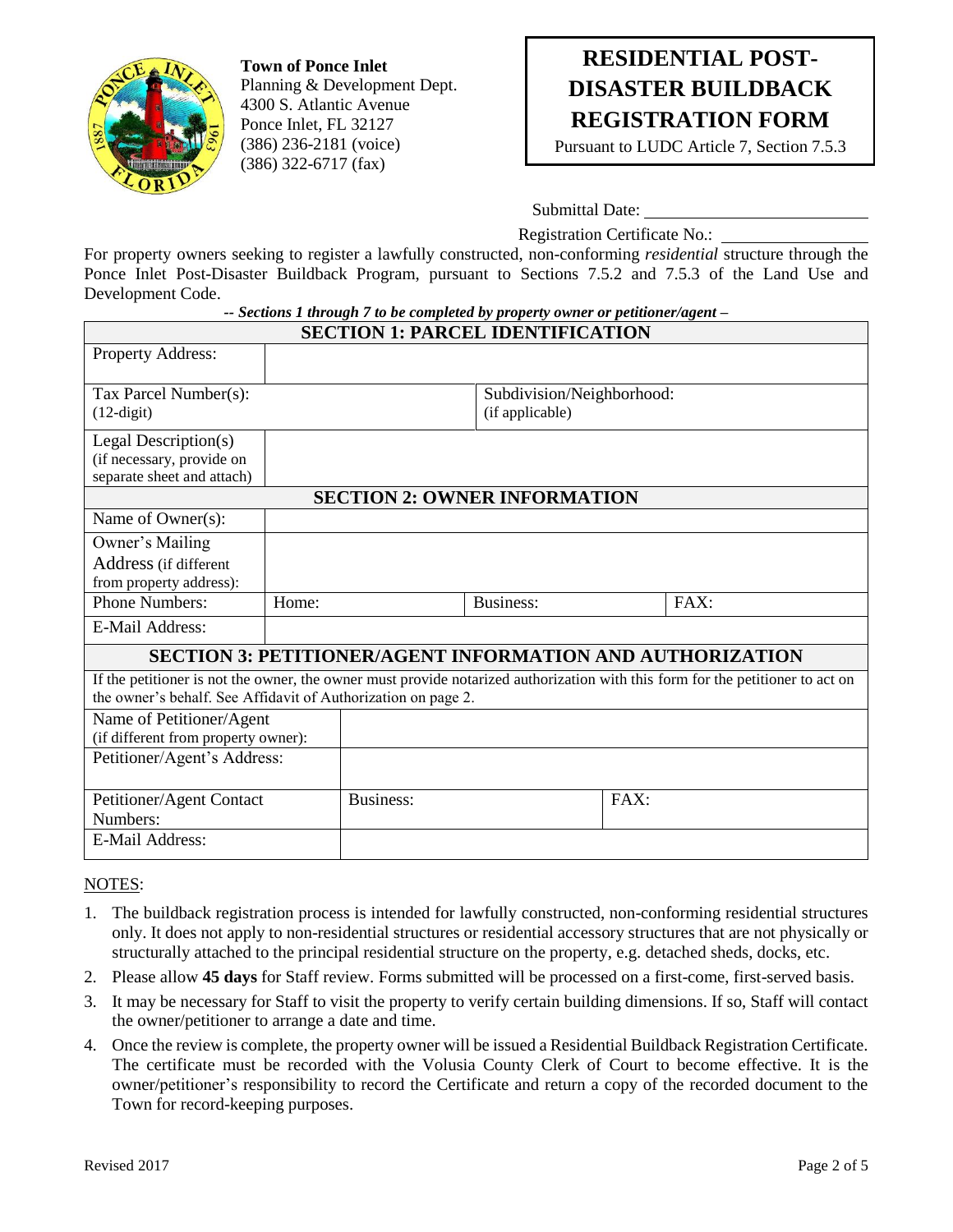**Town of Ponce Inlet**
Planning & Development Dept.
4300 S. Atlantic Avenue
Ponce Inlet, FL 32127
(386) 236-2181 (voice)
(386) 322-6717 (fax)

# RESIDENTIAL POST-DISASTER BUILDBACK REGISTRATION FORM

Pursuant to LUDC Article 7, Section 7.5.3

Submittal Date: ____________________

Registration Certificate No.: ______________

For property owners seeking to register a lawfully constructed, non-conforming *residential* structure through the Ponce Inlet Post-Disaster Buildback Program, pursuant to Sections 7.5.2 and 7.5.3 of the Land Use and Development Code.

***-- Sections 1 through 7 to be completed by property owner or petitioner/agent –***

| **SECTION 1: PARCEL IDENTIFICATION** | | | |
|---|---|---|---|
| Property Address: | | | |
| Tax Parcel Number(s): (12-digit) | | Subdivision/Neighborhood: (if applicable) | |
| Legal Description(s) (if necessary, provide on separate sheet and attach) | | | |

| **SECTION 2: OWNER INFORMATION** | | | |
|---|---|---|---|
| Name of Owner(s): | | | |
| Owner's Mailing Address (if different from property address): | | | |
| Phone Numbers: | Home: | Business: | FAX: |
| E-Mail Address: | | | |

| **SECTION 3: PETITIONER/AGENT INFORMATION AND AUTHORIZATION** | | |
|---|---|---|
| If the petitioner is not the owner, the owner must provide notarized authorization with this form for the petitioner to act on the owner's behalf. See Affidavit of Authorization on page 2. | | |
| Name of Petitioner/Agent (if different from property owner): | | |
| Petitioner/Agent's Address: | | |
| Petitioner/Agent Contact Numbers: | Business: | FAX: |
| E-Mail Address: | | |

NOTES:

1. The buildback registration process is intended for lawfully constructed, non-conforming residential structures only. It does not apply to non-residential structures or residential accessory structures that are not physically or structurally attached to the principal residential structure on the property, e.g. detached sheds, docks, etc.
2. Please allow **45 days** for Staff review. Forms submitted will be processed on a first-come, first-served basis.
3. It may be necessary for Staff to visit the property to verify certain building dimensions. If so, Staff will contact the owner/petitioner to arrange a date and time.
4. Once the review is complete, the property owner will be issued a Residential Buildback Registration Certificate. The certificate must be recorded with the Volusia County Clerk of Court to become effective. It is the owner/petitioner's responsibility to record the Certificate and return a copy of the recorded document to the Town for record-keeping purposes.

Revised 2017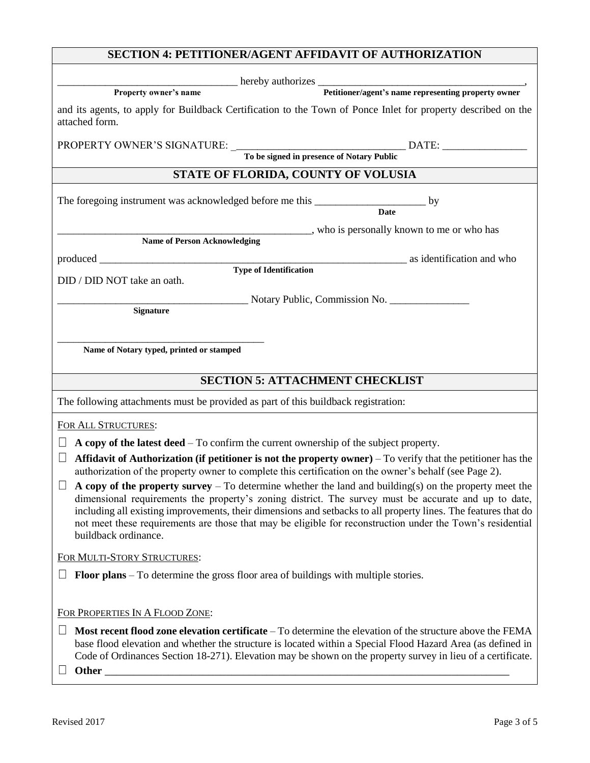## SECTION 4: PETITIONER/AGENT AFFIDAVIT OF AUTHORIZATION

__________________________________ hereby authorizes ________________________________________,
**Property owner's name** **Petitioner/agent's name representing property owner**

and its agents, to apply for Buildback Certification to the Town of Ponce Inlet for property described on the attached form.

PROPERTY OWNER'S SIGNATURE: ________________________________ DATE: ________________
**To be signed in presence of Notary Public**

## STATE OF FLORIDA, COUNTY OF VOLUSIA

The foregoing instrument was acknowledged before me this _____________________ by
**Date**

_________________________________________________, who is personally known to me or who has
**Name of Person Acknowledging**

produced ____________________________________________________________ as identification and who
**Type of Identification**

DID / DID NOT take an oath.

___________________________________ Notary Public, Commission No. _______________
**Signature**

_________________________________________
**Name of Notary typed, printed or stamped**

## SECTION 5: ATTACHMENT CHECKLIST

The following attachments must be provided as part of this buildback registration:

FOR ALL STRUCTURES:

☐ **A copy of the latest deed** – To confirm the current ownership of the subject property.

☐ **Affidavit of Authorization (if petitioner is not the property owner)** – To verify that the petitioner has the authorization of the property owner to complete this certification on the owner's behalf (see Page 2).

☐ **A copy of the property survey** – To determine whether the land and building(s) on the property meet the dimensional requirements the property's zoning district. The survey must be accurate and up to date, including all existing improvements, their dimensions and setbacks to all property lines. The features that do not meet these requirements are those that may be eligible for reconstruction under the Town's residential buildback ordinance.

FOR MULTI-STORY STRUCTURES:

☐ **Floor plans** – To determine the gross floor area of buildings with multiple stories.

FOR PROPERTIES IN A FLOOD ZONE:

☐ **Most recent flood zone elevation certificate** – To determine the elevation of the structure above the FEMA base flood elevation and whether the structure is located within a Special Flood Hazard Area (as defined in Code of Ordinances Section 18-271). Elevation may be shown on the property survey in lieu of a certificate.

☐ **Other** ___________________________________________________________________________

Revised 2017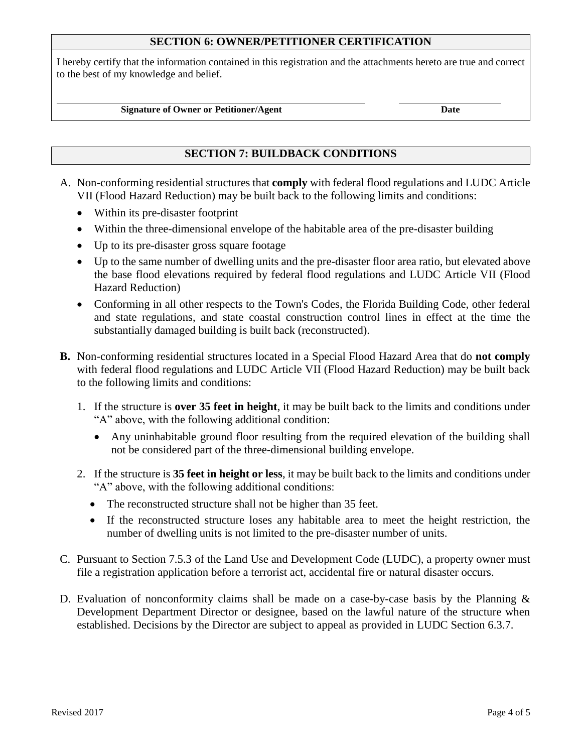## SECTION 6: OWNER/PETITIONER CERTIFICATION

I hereby certify that the information contained in this registration and the attachments hereto are true and correct to the best of my knowledge and belief.

| | |
|---|---|
| _________________________________ | _______________ |
| **Signature of Owner or Petitioner/Agent** | **Date** |

## SECTION 7: BUILDBACK CONDITIONS

A. Non-conforming residential structures that **comply** with federal flood regulations and LUDC Article VII (Flood Hazard Reduction) may be built back to the following limits and conditions:
   - Within its pre-disaster footprint
   - Within the three-dimensional envelope of the habitable area of the pre-disaster building
   - Up to its pre-disaster gross square footage
   - Up to the same number of dwelling units and the pre-disaster floor area ratio, but elevated above the base flood elevations required by federal flood regulations and LUDC Article VII (Flood Hazard Reduction)
   - Conforming in all other respects to the Town's Codes, the Florida Building Code, other federal and state regulations, and state coastal construction control lines in effect at the time the substantially damaged building is built back (reconstructed).

**B.** Non-conforming residential structures located in a Special Flood Hazard Area that do **not comply** with federal flood regulations and LUDC Article VII (Flood Hazard Reduction) may be built back to the following limits and conditions:

   1. If the structure is **over 35 feet in height**, it may be built back to the limits and conditions under "A" above, with the following additional condition:
      - Any uninhabitable ground floor resulting from the required elevation of the building shall not be considered part of the three-dimensional building envelope.
   2. If the structure is **35 feet in height or less**, it may be built back to the limits and conditions under "A" above, with the following additional conditions:
      - The reconstructed structure shall not be higher than 35 feet.
      - If the reconstructed structure loses any habitable area to meet the height restriction, the number of dwelling units is not limited to the pre-disaster number of units.

C. Pursuant to Section 7.5.3 of the Land Use and Development Code (LUDC), a property owner must file a registration application before a terrorist act, accidental fire or natural disaster occurs.

D. Evaluation of nonconformity claims shall be made on a case-by-case basis by the Planning & Development Department Director or designee, based on the lawful nature of the structure when established. Decisions by the Director are subject to appeal as provided in LUDC Section 6.3.7.

Revised 2017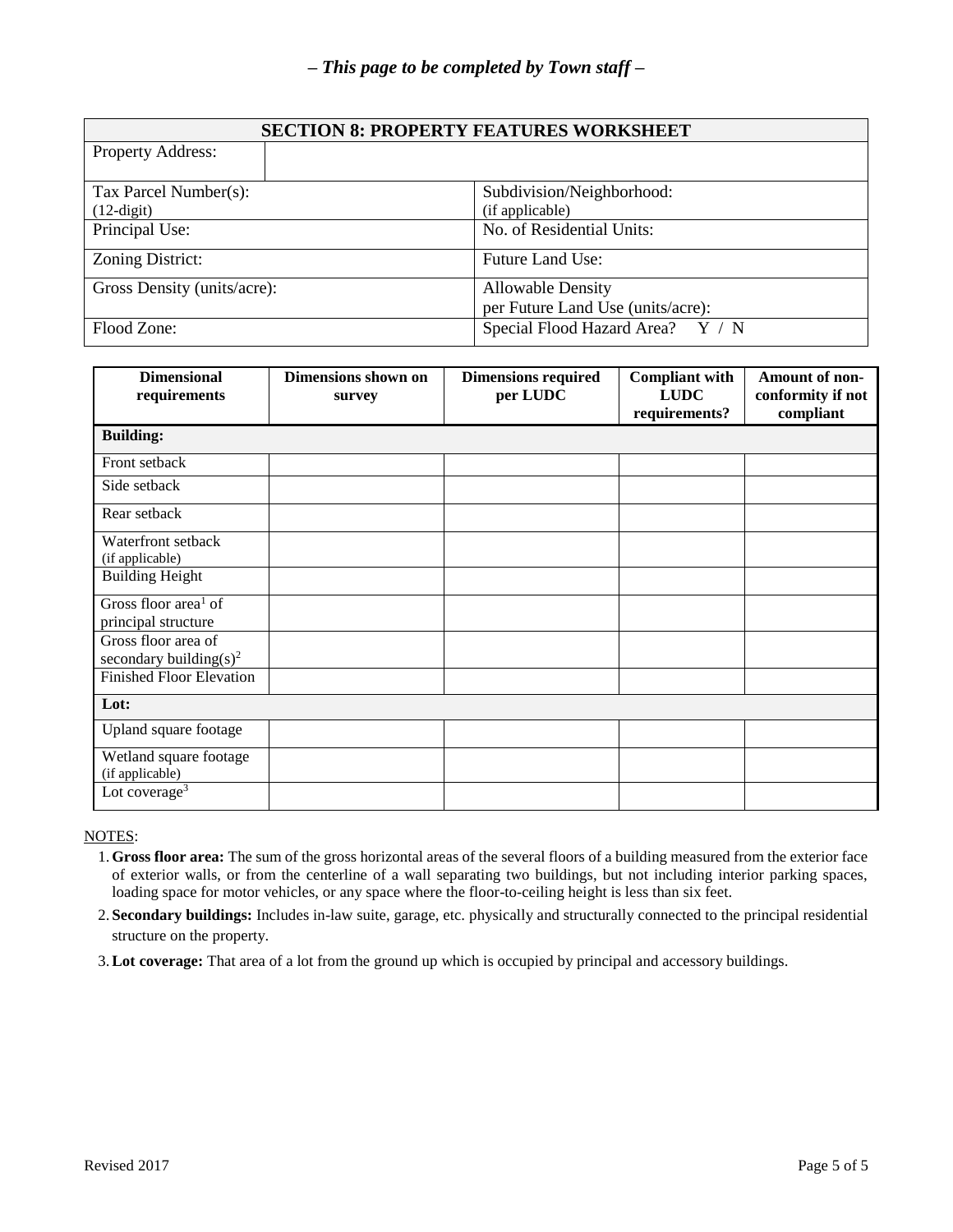*– This page to be completed by Town staff –*

| SECTION 8: PROPERTY FEATURES WORKSHEET | | | |
|---|---|---|---|
| Property Address: | | | |
| Tax Parcel Number(s): (12-digit) | | Subdivision/Neighborhood: (if applicable) | |
| Principal Use: | | No. of Residential Units: | |
| Zoning District: | | Future Land Use: | |
| Gross Density (units/acre): | | Allowable Density per Future Land Use (units/acre): | |
| Flood Zone: | | Special Flood Hazard Area? Y / N | |

| Dimensional requirements | Dimensions shown on survey | Dimensions required per LUDC | Compliant with LUDC requirements? | Amount of non-conformity if not compliant |
|---|---|---|---|---|
| **Building:** | | | | |
| Front setback | | | | |
| Side setback | | | | |
| Rear setback | | | | |
| Waterfront setback (if applicable) | | | | |
| Building Height | | | | |
| Gross floor area[1] of principal structure | | | | |
| Gross floor area of secondary building(s)[2] | | | | |
| Finished Floor Elevation | | | | |
| **Lot:** | | | | |
| Upland square footage | | | | |
| Wetland square footage (if applicable) | | | | |
| Lot coverage[3] | | | | |

NOTES:

1. **Gross floor area:** The sum of the gross horizontal areas of the several floors of a building measured from the exterior face of exterior walls, or from the centerline of a wall separating two buildings, but not including interior parking spaces, loading space for motor vehicles, or any space where the floor-to-ceiling height is less than six feet.
2. **Secondary buildings:** Includes in-law suite, garage, etc. physically and structurally connected to the principal residential structure on the property.
3. **Lot coverage:** That area of a lot from the ground up which is occupied by principal and accessory buildings.

Revised 2017